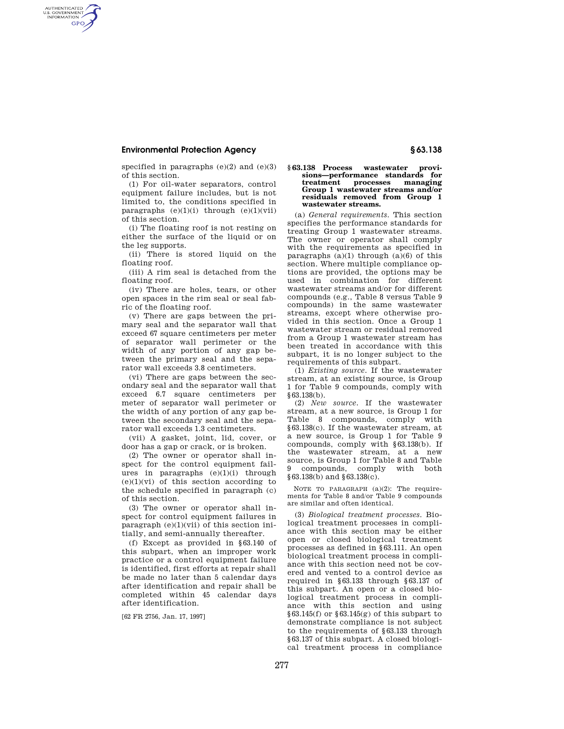specified in paragraphs (e)(2) and (e)(3) of this section.

(1) For oil-water separators, control equipment failure includes, but is not limited to, the conditions specified in paragraphs (e)(1)(i) through (e)(1)(vii) of this section.

(i) The floating roof is not resting on either the surface of the liquid or on the leg supports.

(ii) There is stored liquid on the floating roof.

(iii) A rim seal is detached from the floating roof.

(iv) There are holes, tears, or other open spaces in the rim seal or seal fabric of the floating roof.

(v) There are gaps between the primary seal and the separator wall that exceed 67 square centimeters per meter of separator wall perimeter or the width of any portion of any gap between the primary seal and the separator wall exceeds 3.8 centimeters.

(vi) There are gaps between the secondary seal and the separator wall that exceed 6.7 square centimeters per meter of separator wall perimeter or the width of any portion of any gap between the secondary seal and the separator wall exceeds 1.3 centimeters.

(vii) A gasket, joint, lid, cover, or door has a gap or crack, or is broken.

(2) The owner or operator shall inspect for the control equipment failures in paragraphs (e)(1)(i) through (e)(1)(vi) of this section according to the schedule specified in paragraph (c) of this section.

(3) The owner or operator shall inspect for control equipment failures in paragraph (e)(1)(vii) of this section initially, and semi-annually thereafter.

(f) Except as provided in §63.140 of this subpart, when an improper work practice or a control equipment failure is identified, first efforts at repair shall be made no later than 5 calendar days after identification and repair shall be completed within 45 calendar days after identification.

[62 FR 2756, Jan. 17, 1997]

## §63.138 Process wastewater provisions—performance standards for treatment processes managing Group 1 wastewater streams and/or residuals removed from Group 1 wastewater streams.

(a) *General requirements.* This section specifies the performance standards for treating Group 1 wastewater streams. The owner or operator shall comply with the requirements as specified in paragraphs (a)(1) through (a)(6) of this section. Where multiple compliance options are provided, the options may be used in combination for different wastewater streams and/or for different compounds (e.g., Table 8 versus Table 9 compounds) in the same wastewater streams, except where otherwise provided in this section. Once a Group 1 wastewater stream or residual removed from a Group 1 wastewater stream has been treated in accordance with this subpart, it is no longer subject to the requirements of this subpart.

(1) *Existing source.* If the wastewater stream, at an existing source, is Group 1 for Table 9 compounds, comply with §63.138(b).

(2) *New source.* If the wastewater stream, at a new source, is Group 1 for Table 8 compounds, comply with §63.138(c). If the wastewater stream, at a new source, is Group 1 for Table 9 compounds, comply with §63.138(b). If the wastewater stream, at a new source, is Group 1 for Table 8 and Table 9 compounds, comply with both §63.138(b) and §63.138(c).

NOTE TO PARAGRAPH (a)(2): The requirements for Table 8 and/or Table 9 compounds are similar and often identical.

(3) *Biological treatment processes.* Biological treatment processes in compliance with this section may be either open or closed biological treatment processes as defined in §63.111. An open biological treatment process in compliance with this section need not be covered and vented to a control device as required in §63.133 through §63.137 of this subpart. An open or a closed biological treatment process in compliance with this section and using §63.145(f) or §63.145(g) of this subpart to demonstrate compliance is not subject to the requirements of §63.133 through §63.137 of this subpart. A closed biological treatment process in compliance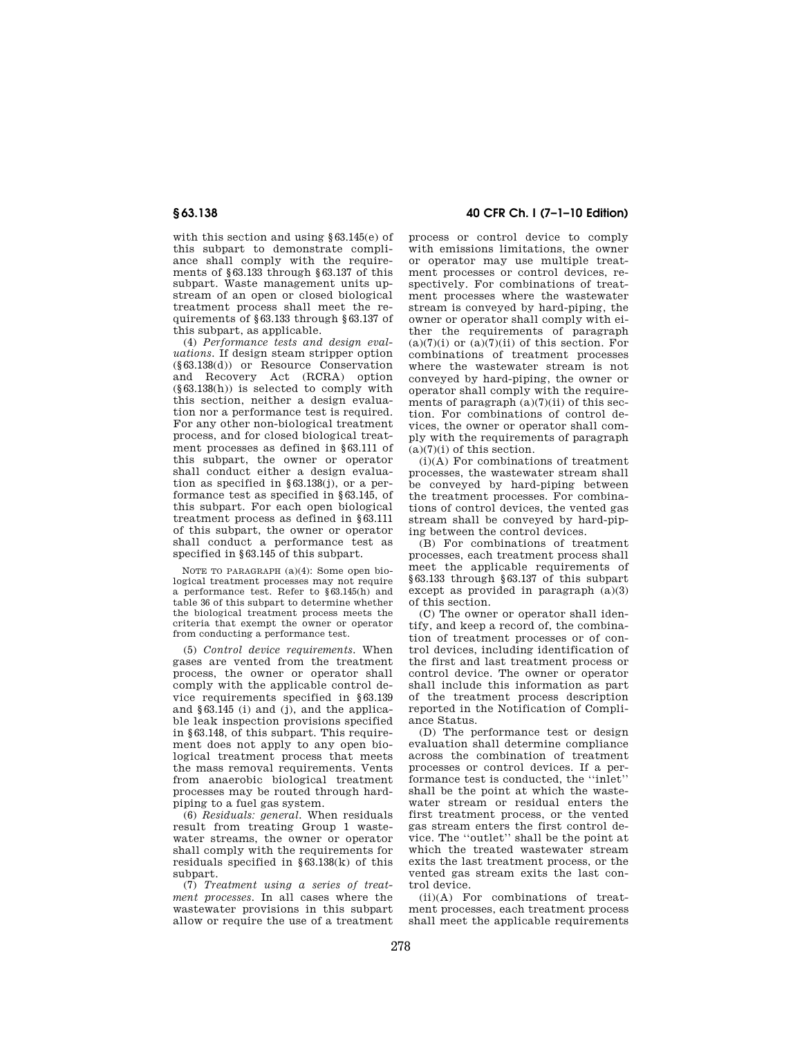with this section and using §63.145(e) of this subpart to demonstrate compliance shall comply with the requirements of §63.133 through §63.137 of this subpart. Waste management units upstream of an open or closed biological treatment process shall meet the requirements of §63.133 through §63.137 of this subpart, as applicable.

(4) *Performance tests and design evaluations.* If design steam stripper option (§63.138(d)) or Resource Conservation and Recovery Act (RCRA) option (§63.138(h)) is selected to comply with this section, neither a design evaluation nor a performance test is required. For any other non-biological treatment process, and for closed biological treatment processes as defined in §63.111 of this subpart, the owner or operator shall conduct either a design evaluation as specified in §63.138(j), or a performance test as specified in §63.145, of this subpart. For each open biological treatment process as defined in §63.111 of this subpart, the owner or operator shall conduct a performance test as specified in §63.145 of this subpart.

NOTE TO PARAGRAPH (a)(4): Some open biological treatment processes may not require a performance test. Refer to §63.145(h) and table 36 of this subpart to determine whether the biological treatment process meets the criteria that exempt the owner or operator from conducting a performance test.

(5) *Control device requirements.* When gases are vented from the treatment process, the owner or operator shall comply with the applicable control device requirements specified in §63.139 and §63.145 (i) and (j), and the applicable leak inspection provisions specified in §63.148, of this subpart. This requirement does not apply to any open biological treatment process that meets the mass removal requirements. Vents from anaerobic biological treatment processes may be routed through hard-piping to a fuel gas system.

(6) *Residuals: general.* When residuals result from treating Group 1 wastewater streams, the owner or operator shall comply with the requirements for residuals specified in §63.138(k) of this subpart.

(7) *Treatment using a series of treatment processes.* In all cases where the wastewater provisions in this subpart allow or require the use of a treatment process or control device to comply with emissions limitations, the owner or operator may use multiple treatment processes or control devices, respectively. For combinations of treatment processes where the wastewater stream is conveyed by hard-piping, the owner or operator shall comply with either the requirements of paragraph (a)(7)(i) or (a)(7)(ii) of this section. For combinations of treatment processes where the wastewater stream is not conveyed by hard-piping, the owner or operator shall comply with the requirements of paragraph (a)(7)(ii) of this section. For combinations of control devices, the owner or operator shall comply with the requirements of paragraph (a)(7)(i) of this section.

(i)(A) For combinations of treatment processes, the wastewater stream shall be conveyed by hard-piping between the treatment processes. For combinations of control devices, the vented gas stream shall be conveyed by hard-piping between the control devices.

(B) For combinations of treatment processes, each treatment process shall meet the applicable requirements of §63.133 through §63.137 of this subpart except as provided in paragraph (a)(3) of this section.

(C) The owner or operator shall identify, and keep a record of, the combination of treatment processes or of control devices, including identification of the first and last treatment process or control device. The owner or operator shall include this information as part of the treatment process description reported in the Notification of Compliance Status.

(D) The performance test or design evaluation shall determine compliance across the combination of treatment processes or control devices. If a performance test is conducted, the "inlet" shall be the point at which the wastewater stream or residual enters the first treatment process, or the vented gas stream enters the first control device. The "outlet" shall be the point at which the treated wastewater stream exits the last treatment process, or the vented gas stream exits the last control device.

(ii)(A) For combinations of treatment processes, each treatment process shall meet the applicable requirements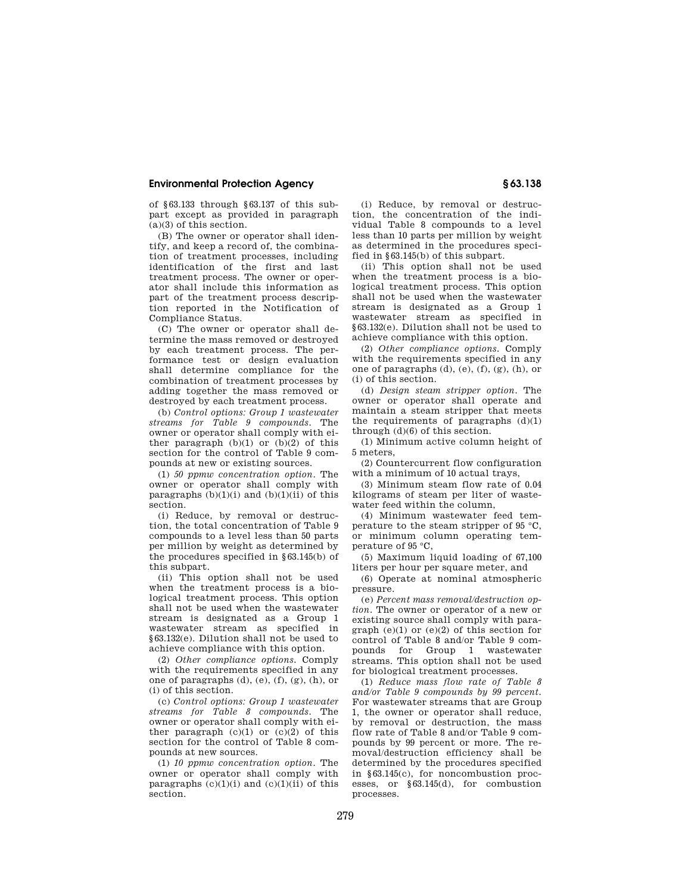of §63.133 through §63.137 of this subpart except as provided in paragraph (a)(3) of this section.

(B) The owner or operator shall identify, and keep a record of, the combination of treatment processes, including identification of the first and last treatment process. The owner or operator shall include this information as part of the treatment process description reported in the Notification of Compliance Status.

(C) The owner or operator shall determine the mass removed or destroyed by each treatment process. The performance test or design evaluation shall determine compliance for the combination of treatment processes by adding together the mass removed or destroyed by each treatment process.

(b) *Control options: Group 1 wastewater streams for Table 9 compounds.* The owner or operator shall comply with either paragraph (b)(1) or (b)(2) of this section for the control of Table 9 compounds at new or existing sources.

(1) *50 ppmw concentration option.* The owner or operator shall comply with paragraphs (b)(1)(i) and (b)(1)(ii) of this section.

(i) Reduce, by removal or destruction, the total concentration of Table 9 compounds to a level less than 50 parts per million by weight as determined by the procedures specified in §63.145(b) of this subpart.

(ii) This option shall not be used when the treatment process is a biological treatment process. This option shall not be used when the wastewater stream is designated as a Group 1 wastewater stream as specified in §63.132(e). Dilution shall not be used to achieve compliance with this option.

(2) *Other compliance options.* Comply with the requirements specified in any one of paragraphs (d), (e), (f), (g), (h), or (i) of this section.

(c) *Control options: Group 1 wastewater streams for Table 8 compounds.* The owner or operator shall comply with either paragraph (c)(1) or (c)(2) of this section for the control of Table 8 compounds at new sources.

(1) *10 ppmw concentration option.* The owner or operator shall comply with paragraphs (c)(1)(i) and (c)(1)(ii) of this section.

(i) Reduce, by removal or destruction, the concentration of the individual Table 8 compounds to a level less than 10 parts per million by weight as determined in the procedures specified in §63.145(b) of this subpart.

(ii) This option shall not be used when the treatment process is a biological treatment process. This option shall not be used when the wastewater stream is designated as a Group 1 wastewater stream as specified in §63.132(e). Dilution shall not be used to achieve compliance with this option.

(2) *Other compliance options.* Comply with the requirements specified in any one of paragraphs (d), (e), (f), (g), (h), or (i) of this section.

(d) *Design steam stripper option.* The owner or operator shall operate and maintain a steam stripper that meets the requirements of paragraphs (d)(1) through (d)(6) of this section.

(1) Minimum active column height of 5 meters,

(2) Countercurrent flow configuration with a minimum of 10 actual trays,

(3) Minimum steam flow rate of 0.04 kilograms of steam per liter of wastewater feed within the column,

(4) Minimum wastewater feed temperature to the steam stripper of 95 °C, or minimum column operating temperature of 95 °C,

(5) Maximum liquid loading of 67,100 liters per hour per square meter, and

(6) Operate at nominal atmospheric pressure.

(e) *Percent mass removal/destruction option.* The owner or operator of a new or existing source shall comply with paragraph (e)(1) or (e)(2) of this section for control of Table 8 and/or Table 9 compounds for Group 1 wastewater streams. This option shall not be used for biological treatment processes.

(1) *Reduce mass flow rate of Table 8 and/or Table 9 compounds by 99 percent.* For wastewater streams that are Group 1, the owner or operator shall reduce, by removal or destruction, the mass flow rate of Table 8 and/or Table 9 compounds by 99 percent or more. The removal/destruction efficiency shall be determined by the procedures specified in §63.145(c), for noncombustion processes, or §63.145(d), for combustion processes.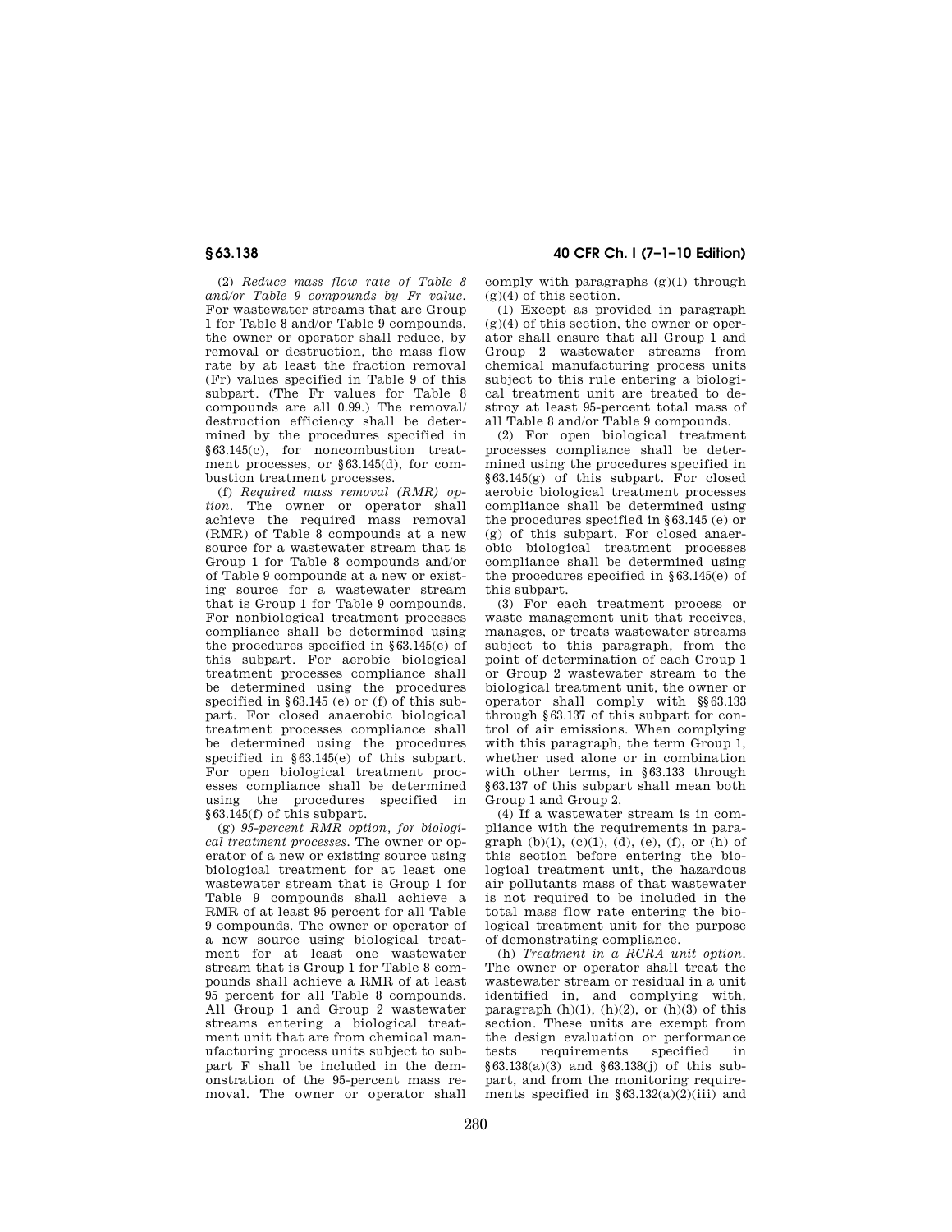(2) *Reduce mass flow rate of Table 8 and/or Table 9 compounds by Fr value.* For wastewater streams that are Group 1 for Table 8 and/or Table 9 compounds, the owner or operator shall reduce, by removal or destruction, the mass flow rate by at least the fraction removal (Fr) values specified in Table 9 of this subpart. (The Fr values for Table 8 compounds are all 0.99.) The removal/destruction efficiency shall be determined by the procedures specified in §63.145(c), for noncombustion treatment processes, or §63.145(d), for combustion treatment processes.

(f) *Required mass removal (RMR) option.* The owner or operator shall achieve the required mass removal (RMR) of Table 8 compounds at a new source for a wastewater stream that is Group 1 for Table 8 compounds and/or of Table 9 compounds at a new or existing source for a wastewater stream that is Group 1 for Table 9 compounds. For nonbiological treatment processes compliance shall be determined using the procedures specified in §63.145(e) of this subpart. For aerobic biological treatment processes compliance shall be determined using the procedures specified in §63.145 (e) or (f) of this subpart. For closed anaerobic biological treatment processes compliance shall be determined using the procedures specified in §63.145(e) of this subpart. For open biological treatment processes compliance shall be determined using the procedures specified in §63.145(f) of this subpart.

(g) *95-percent RMR option, for biological treatment processes.* The owner or operator of a new or existing source using biological treatment for at least one wastewater stream that is Group 1 for Table 9 compounds shall achieve a RMR of at least 95 percent for all Table 9 compounds. The owner or operator of a new source using biological treatment for at least one wastewater stream that is Group 1 for Table 8 compounds shall achieve a RMR of at least 95 percent for all Table 8 compounds. All Group 1 and Group 2 wastewater streams entering a biological treatment unit that are from chemical manufacturing process units subject to subpart F shall be included in the demonstration of the 95-percent mass removal. The owner or operator shall comply with paragraphs (g)(1) through (g)(4) of this section.

(1) Except as provided in paragraph (g)(4) of this section, the owner or operator shall ensure that all Group 1 and Group 2 wastewater streams from chemical manufacturing process units subject to this rule entering a biological treatment unit are treated to destroy at least 95-percent total mass of all Table 8 and/or Table 9 compounds.

(2) For open biological treatment processes compliance shall be determined using the procedures specified in §63.145(g) of this subpart. For closed aerobic biological treatment processes compliance shall be determined using the procedures specified in §63.145 (e) or (g) of this subpart. For closed anaerobic biological treatment processes compliance shall be determined using the procedures specified in §63.145(e) of this subpart.

(3) For each treatment process or waste management unit that receives, manages, or treats wastewater streams subject to this paragraph, from the point of determination of each Group 1 or Group 2 wastewater stream to the biological treatment unit, the owner or operator shall comply with §§63.133 through §63.137 of this subpart for control of air emissions. When complying with this paragraph, the term Group 1, whether used alone or in combination with other terms, in §63.133 through §63.137 of this subpart shall mean both Group 1 and Group 2.

(4) If a wastewater stream is in compliance with the requirements in paragraph (b)(1), (c)(1), (d), (e), (f), or (h) of this section before entering the biological treatment unit, the hazardous air pollutants mass of that wastewater is not required to be included in the total mass flow rate entering the biological treatment unit for the purpose of demonstrating compliance.

(h) *Treatment in a RCRA unit option.* The owner or operator shall treat the wastewater stream or residual in a unit identified in, and complying with, paragraph (h)(1), (h)(2), or (h)(3) of this section. These units are exempt from the design evaluation or performance tests requirements specified in §63.138(a)(3) and §63.138(j) of this subpart, and from the monitoring requirements specified in §63.132(a)(2)(iii) and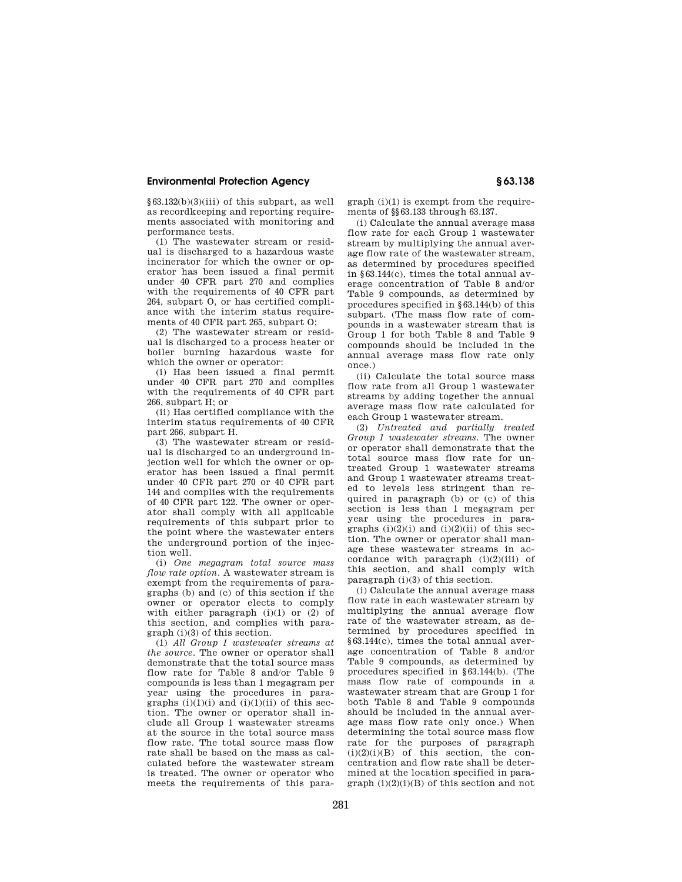§63.132(b)(3)(iii) of this subpart, as well as recordkeeping and reporting requirements associated with monitoring and performance tests.

(1) The wastewater stream or residual is discharged to a hazardous waste incinerator for which the owner or operator has been issued a final permit under 40 CFR part 270 and complies with the requirements of 40 CFR part 264, subpart O, or has certified compliance with the interim status requirements of 40 CFR part 265, subpart O;

(2) The wastewater stream or residual is discharged to a process heater or boiler burning hazardous waste for which the owner or operator:

(i) Has been issued a final permit under 40 CFR part 270 and complies with the requirements of 40 CFR part 266, subpart H; or

(ii) Has certified compliance with the interim status requirements of 40 CFR part 266, subpart H.

(3) The wastewater stream or residual is discharged to an underground injection well for which the owner or operator has been issued a final permit under 40 CFR part 270 or 40 CFR part 144 and complies with the requirements of 40 CFR part 122. The owner or operator shall comply with all applicable requirements of this subpart prior to the point where the wastewater enters the underground portion of the injection well.

(i) *One megagram total source mass flow rate option.* A wastewater stream is exempt from the requirements of paragraphs (b) and (c) of this section if the owner or operator elects to comply with either paragraph (i)(1) or (2) of this section, and complies with paragraph (i)(3) of this section.

(1) *All Group 1 wastewater streams at the source.* The owner or operator shall demonstrate that the total source mass flow rate for Table 8 and/or Table 9 compounds is less than 1 megagram per year using the procedures in paragraphs (i)(1)(i) and (i)(1)(ii) of this section. The owner or operator shall include all Group 1 wastewater streams at the source in the total source mass flow rate. The total source mass flow rate shall be based on the mass as calculated before the wastewater stream is treated. The owner or operator who meets the requirements of this paragraph (i)(1) is exempt from the requirements of §§63.133 through 63.137.

(i) Calculate the annual average mass flow rate for each Group 1 wastewater stream by multiplying the annual average flow rate of the wastewater stream, as determined by procedures specified in §63.144(c), times the total annual average concentration of Table 8 and/or Table 9 compounds, as determined by procedures specified in §63.144(b) of this subpart. (The mass flow rate of compounds in a wastewater stream that is Group 1 for both Table 8 and Table 9 compounds should be included in the annual average mass flow rate only once.)

(ii) Calculate the total source mass flow rate from all Group 1 wastewater streams by adding together the annual average mass flow rate calculated for each Group 1 wastewater stream.

(2) *Untreated and partially treated Group 1 wastewater streams.* The owner or operator shall demonstrate that the total source mass flow rate for untreated Group 1 wastewater streams and Group 1 wastewater streams treated to levels less stringent than required in paragraph (b) or (c) of this section is less than 1 megagram per year using the procedures in paragraphs (i)(2)(i) and (i)(2)(ii) of this section. The owner or operator shall manage these wastewater streams in accordance with paragraph (i)(2)(iii) of this section, and shall comply with paragraph (i)(3) of this section.

(i) Calculate the annual average mass flow rate in each wastewater stream by multiplying the annual average flow rate of the wastewater stream, as determined by procedures specified in §63.144(c), times the total annual average concentration of Table 8 and/or Table 9 compounds, as determined by procedures specified in §63.144(b). (The mass flow rate of compounds in a wastewater stream that are Group 1 for both Table 8 and Table 9 compounds should be included in the annual average mass flow rate only once.) When determining the total source mass flow rate for the purposes of paragraph (i)(2)(i)(B) of this section, the concentration and flow rate shall be determined at the location specified in paragraph (i)(2)(i)(B) of this section and not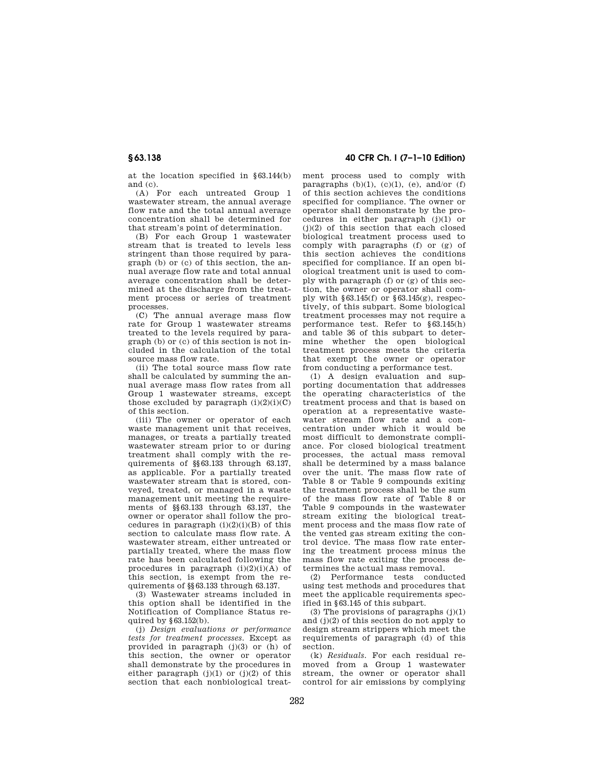at the location specified in §63.144(b) and (c).

(A) For each untreated Group 1 wastewater stream, the annual average flow rate and the total annual average concentration shall be determined for that stream's point of determination.

(B) For each Group 1 wastewater stream that is treated to levels less stringent than those required by paragraph (b) or (c) of this section, the annual average flow rate and total annual average concentration shall be determined at the discharge from the treatment process or series of treatment processes.

(C) The annual average mass flow rate for Group 1 wastewater streams treated to the levels required by paragraph (b) or (c) of this section is not included in the calculation of the total source mass flow rate.

(ii) The total source mass flow rate shall be calculated by summing the annual average mass flow rates from all Group 1 wastewater streams, except those excluded by paragraph (i)(2)(i)(C) of this section.

(iii) The owner or operator of each waste management unit that receives, manages, or treats a partially treated wastewater stream prior to or during treatment shall comply with the requirements of §§63.133 through 63.137, as applicable. For a partially treated wastewater stream that is stored, conveyed, treated, or managed in a waste management unit meeting the requirements of §§63.133 through 63.137, the owner or operator shall follow the procedures in paragraph (i)(2)(i)(B) of this section to calculate mass flow rate. A wastewater stream, either untreated or partially treated, where the mass flow rate has been calculated following the procedures in paragraph (i)(2)(i)(A) of this section, is exempt from the requirements of §§63.133 through 63.137.

(3) Wastewater streams included in this option shall be identified in the Notification of Compliance Status required by §63.152(b).

(j) *Design evaluations or performance tests for treatment processes.* Except as provided in paragraph (j)(3) or (h) of this section, the owner or operator shall demonstrate by the procedures in either paragraph (j)(1) or (j)(2) of this section that each nonbiological treatment process used to comply with paragraphs (b)(1), (c)(1), (e), and/or (f) of this section achieves the conditions specified for compliance. The owner or operator shall demonstrate by the procedures in either paragraph (j)(1) or (j)(2) of this section that each closed biological treatment process used to comply with paragraphs (f) or (g) of this section achieves the conditions specified for compliance. If an open biological treatment unit is used to comply with paragraph (f) or (g) of this section, the owner or operator shall comply with §63.145(f) or §63.145(g), respectively, of this subpart. Some biological treatment processes may not require a performance test. Refer to §63.145(h) and table 36 of this subpart to determine whether the open biological treatment process meets the criteria that exempt the owner or operator from conducting a performance test.

(1) A design evaluation and supporting documentation that addresses the operating characteristics of the treatment process and that is based on operation at a representative wastewater stream flow rate and a concentration under which it would be most difficult to demonstrate compliance. For closed biological treatment processes, the actual mass removal shall be determined by a mass balance over the unit. The mass flow rate of Table 8 or Table 9 compounds exiting the treatment process shall be the sum of the mass flow rate of Table 8 or Table 9 compounds in the wastewater stream exiting the biological treatment process and the mass flow rate of the vented gas stream exiting the control device. The mass flow rate entering the treatment process minus the mass flow rate exiting the process determines the actual mass removal.

(2) Performance tests conducted using test methods and procedures that meet the applicable requirements specified in §63.145 of this subpart.

(3) The provisions of paragraphs (j)(1) and (j)(2) of this section do not apply to design steam strippers which meet the requirements of paragraph (d) of this section.

(k) *Residuals.* For each residual removed from a Group 1 wastewater stream, the owner or operator shall control for air emissions by complying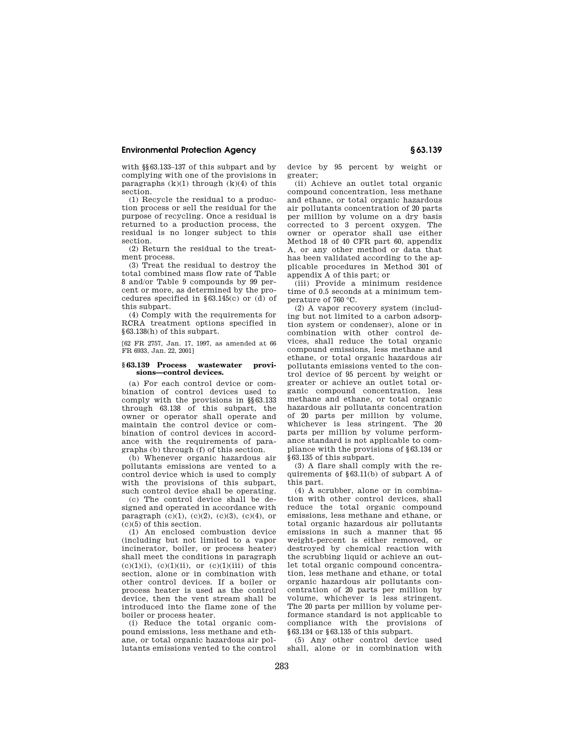with §§ 63.133–137 of this subpart and by complying with one of the provisions in paragraphs (k)(1) through (k)(4) of this section.

(1) Recycle the residual to a production process or sell the residual for the purpose of recycling. Once a residual is returned to a production process, the residual is no longer subject to this section.

(2) Return the residual to the treatment process.

(3) Treat the residual to destroy the total combined mass flow rate of Table 8 and/or Table 9 compounds by 99 percent or more, as determined by the procedures specified in § 63.145(c) or (d) of this subpart.

(4) Comply with the requirements for RCRA treatment options specified in § 63.138(h) of this subpart.

[62 FR 2757, Jan. 17, 1997, as amended at 66 FR 6933, Jan. 22, 2001]

### § 63.139 Process wastewater provisions—control devices.

(a) For each control device or combination of control devices used to comply with the provisions in §§ 63.133 through 63.138 of this subpart, the owner or operator shall operate and maintain the control device or combination of control devices in accordance with the requirements of paragraphs (b) through (f) of this section.

(b) Whenever organic hazardous air pollutants emissions are vented to a control device which is used to comply with the provisions of this subpart, such control device shall be operating.

(c) The control device shall be designed and operated in accordance with paragraph (c)(1), (c)(2), (c)(3), (c)(4), or (c)(5) of this section.

(1) An enclosed combustion device (including but not limited to a vapor incinerator, boiler, or process heater) shall meet the conditions in paragraph (c)(1)(i), (c)(1)(ii), or (c)(1)(iii) of this section, alone or in combination with other control devices. If a boiler or process heater is used as the control device, then the vent stream shall be introduced into the flame zone of the boiler or process heater.

(i) Reduce the total organic compound emissions, less methane and ethane, or total organic hazardous air pollutants emissions vented to the control device by 95 percent by weight or greater;

(ii) Achieve an outlet total organic compound concentration, less methane and ethane, or total organic hazardous air pollutants concentration of 20 parts per million by volume on a dry basis corrected to 3 percent oxygen. The owner or operator shall use either Method 18 of 40 CFR part 60, appendix A, or any other method or data that has been validated according to the applicable procedures in Method 301 of appendix A of this part; or

(iii) Provide a minimum residence time of 0.5 seconds at a minimum temperature of 760 °C.

(2) A vapor recovery system (including but not limited to a carbon adsorption system or condenser), alone or in combination with other control devices, shall reduce the total organic compound emissions, less methane and ethane, or total organic hazardous air pollutants emissions vented to the control device of 95 percent by weight or greater or achieve an outlet total organic compound concentration, less methane and ethane, or total organic hazardous air pollutants concentration of 20 parts per million by volume, whichever is less stringent. The 20 parts per million by volume performance standard is not applicable to compliance with the provisions of § 63.134 or § 63.135 of this subpart.

(3) A flare shall comply with the requirements of § 63.11(b) of subpart A of this part.

(4) A scrubber, alone or in combination with other control devices, shall reduce the total organic compound emissions, less methane and ethane, or total organic hazardous air pollutants emissions in such a manner that 95 weight-percent is either removed, or destroyed by chemical reaction with the scrubbing liquid or achieve an outlet total organic compound concentration, less methane and ethane, or total organic hazardous air pollutants concentration of 20 parts per million by volume, whichever is less stringent. The 20 parts per million by volume performance standard is not applicable to compliance with the provisions of § 63.134 or § 63.135 of this subpart.

(5) Any other control device used shall, alone or in combination with